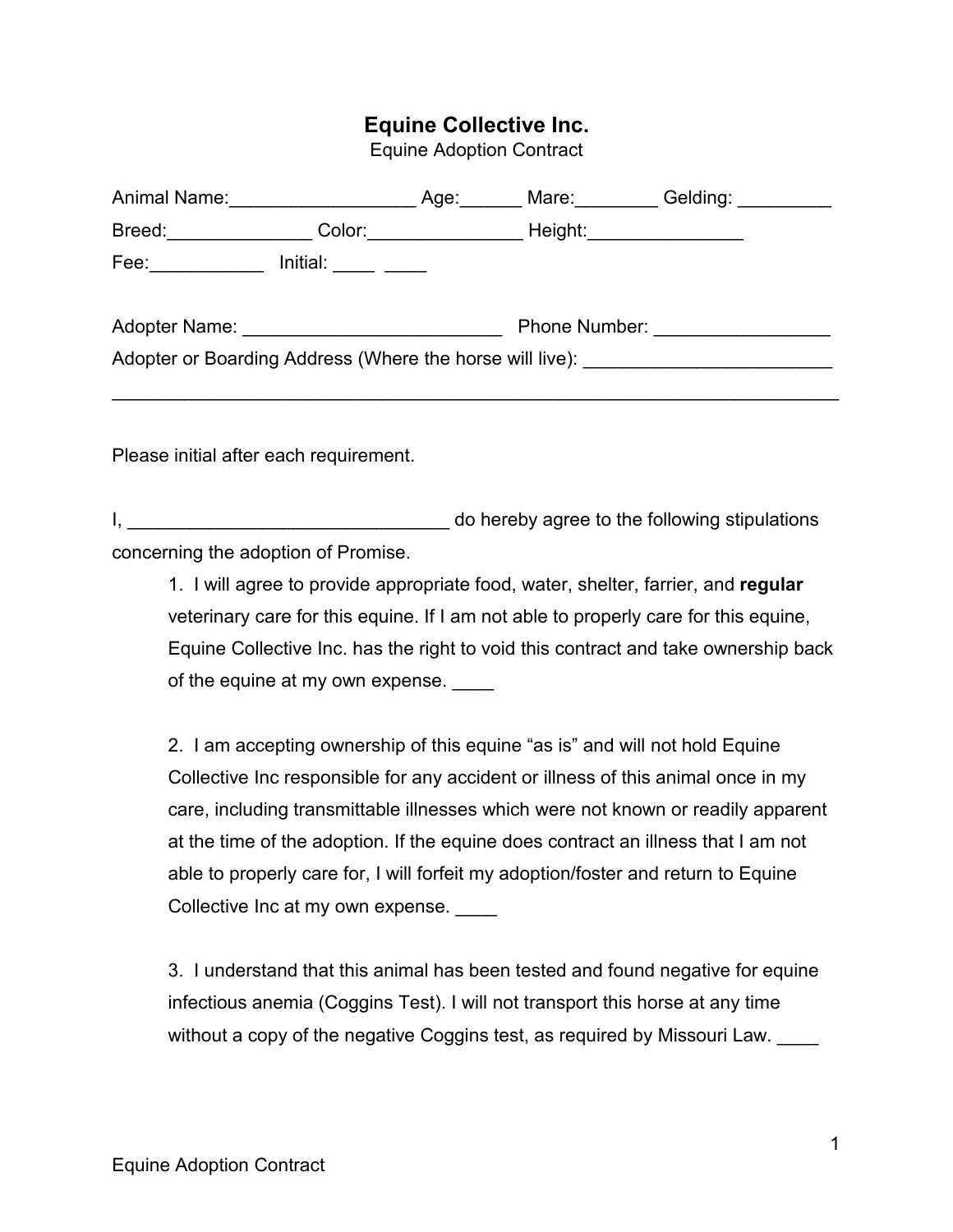# Equine Collective Inc.

Equine Adoption Contract

Animal Name:__________________ Age:______ Mare:________ Gelding: _________

Breed:______________ Color:_______________ Height:_______________

Fee:___________ Initial: ____ ____

Adopter Name: _________________________ Phone Number: _________________

Adopter or Boarding Address (Where the horse will live): ________________________

___________________________________________________________________________

Please initial after each requirement.

I, _______________________________ do hereby agree to the following stipulations concerning the adoption of Promise.

1. I will agree to provide appropriate food, water, shelter, farrier, and **regular** veterinary care for this equine. If I am not able to properly care for this equine, Equine Collective Inc. has the right to void this contract and take ownership back of the equine at my own expense. ____

2. I am accepting ownership of this equine "as is" and will not hold Equine Collective Inc responsible for any accident or illness of this animal once in my care, including transmittable illnesses which were not known or readily apparent at the time of the adoption. If the equine does contract an illness that I am not able to properly care for, I will forfeit my adoption/foster and return to Equine Collective Inc at my own expense. ____

3. I understand that this animal has been tested and found negative for equine infectious anemia (Coggins Test). I will not transport this horse at any time without a copy of the negative Coggins test, as required by Missouri Law. ____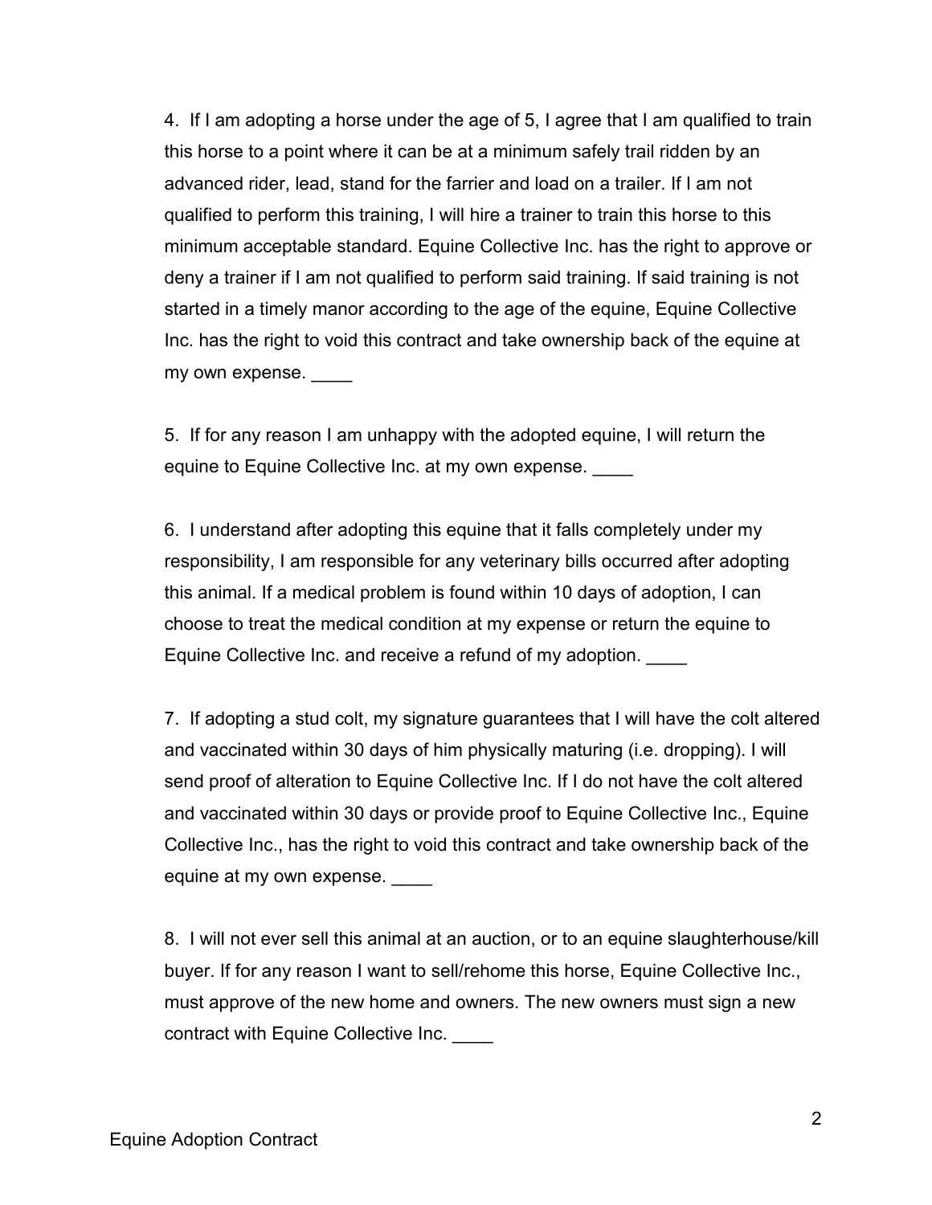4. If I am adopting a horse under the age of 5, I agree that I am qualified to train this horse to a point where it can be at a minimum safely trail ridden by an advanced rider, lead, stand for the farrier and load on a trailer. If I am not qualified to perform this training, I will hire a trainer to train this horse to this minimum acceptable standard. Equine Collective Inc. has the right to approve or deny a trainer if I am not qualified to perform said training. If said training is not started in a timely manor according to the age of the equine, Equine Collective Inc. has the right to void this contract and take ownership back of the equine at my own expense. ____

5. If for any reason I am unhappy with the adopted equine, I will return the equine to Equine Collective Inc. at my own expense. ____

6. I understand after adopting this equine that it falls completely under my responsibility, I am responsible for any veterinary bills occurred after adopting this animal. If a medical problem is found within 10 days of adoption, I can choose to treat the medical condition at my expense or return the equine to Equine Collective Inc. and receive a refund of my adoption. ____

7. If adopting a stud colt, my signature guarantees that I will have the colt altered and vaccinated within 30 days of him physically maturing (i.e. dropping). I will send proof of alteration to Equine Collective Inc. If I do not have the colt altered and vaccinated within 30 days or provide proof to Equine Collective Inc., Equine Collective Inc., has the right to void this contract and take ownership back of the equine at my own expense. ____

8. I will not ever sell this animal at an auction, or to an equine slaughterhouse/kill buyer. If for any reason I want to sell/rehome this horse, Equine Collective Inc., must approve of the new home and owners. The new owners must sign a new contract with Equine Collective Inc. ____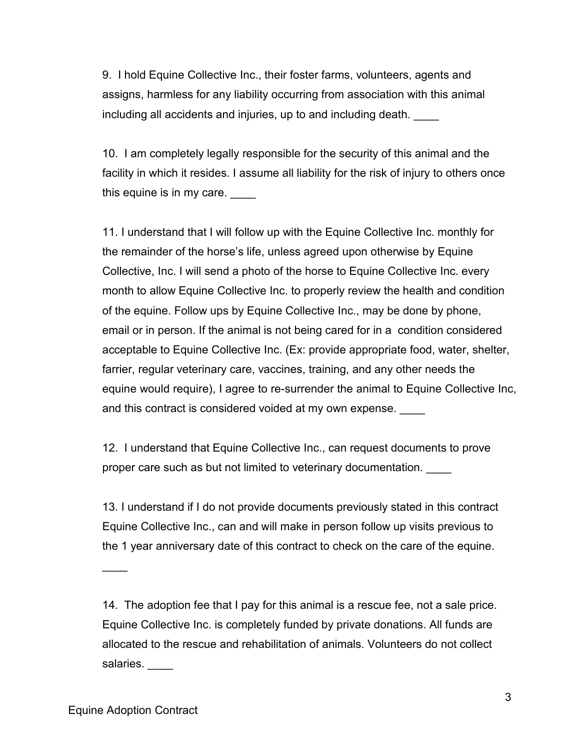9. I hold Equine Collective Inc., their foster farms, volunteers, agents and assigns, harmless for any liability occurring from association with this animal including all accidents and injuries, up to and including death. ____

10. I am completely legally responsible for the security of this animal and the facility in which it resides. I assume all liability for the risk of injury to others once this equine is in my care. ____

11. I understand that I will follow up with the Equine Collective Inc. monthly for the remainder of the horse's life, unless agreed upon otherwise by Equine Collective, Inc. I will send a photo of the horse to Equine Collective Inc. every month to allow Equine Collective Inc. to properly review the health and condition of the equine. Follow ups by Equine Collective Inc., may be done by phone, email or in person. If the animal is not being cared for in a condition considered acceptable to Equine Collective Inc. (Ex: provide appropriate food, water, shelter, farrier, regular veterinary care, vaccines, training, and any other needs the equine would require), I agree to re-surrender the animal to Equine Collective Inc, and this contract is considered voided at my own expense. ____

12. I understand that Equine Collective Inc., can request documents to prove proper care such as but not limited to veterinary documentation. ____

13. I understand if I do not provide documents previously stated in this contract Equine Collective Inc., can and will make in person follow up visits previous to the 1 year anniversary date of this contract to check on the care of the equine. ____

14. The adoption fee that I pay for this animal is a rescue fee, not a sale price. Equine Collective Inc. is completely funded by private donations. All funds are allocated to the rescue and rehabilitation of animals. Volunteers do not collect salaries. ____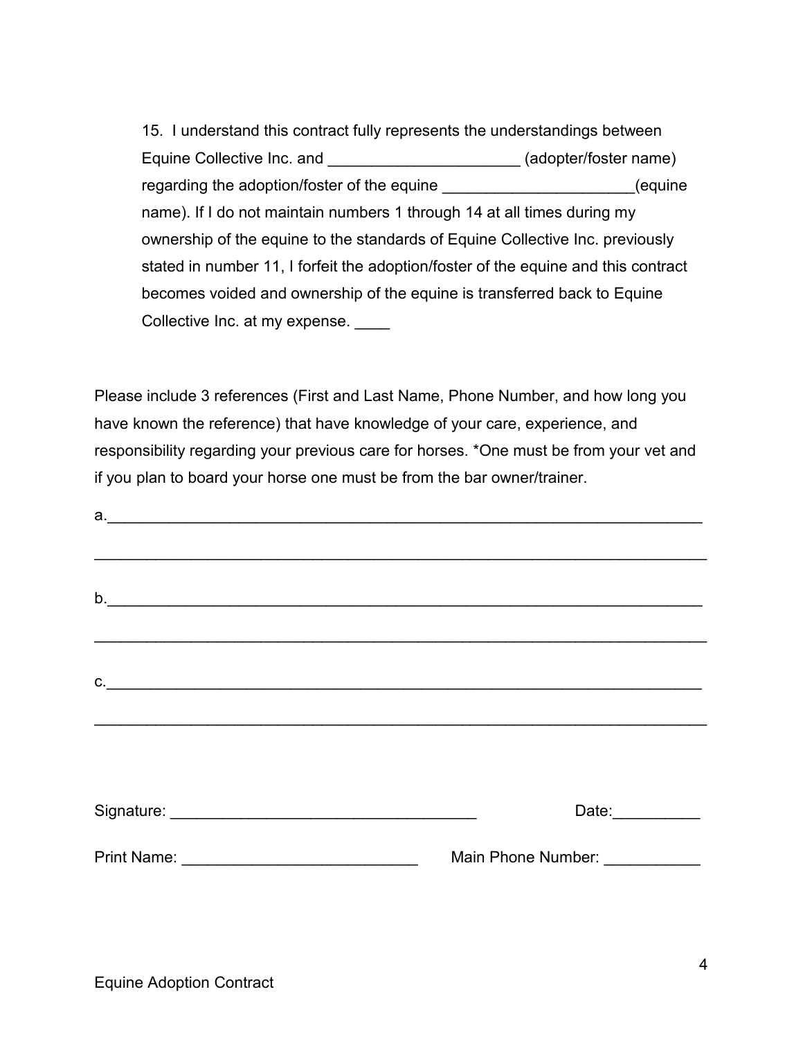15. I understand this contract fully represents the understandings between Equine Collective Inc. and ______________________ (adopter/foster name) regarding the adoption/foster of the equine ______________________(equine name). If I do not maintain numbers 1 through 14 at all times during my ownership of the equine to the standards of Equine Collective Inc. previously stated in number 11, I forfeit the adoption/foster of the equine and this contract becomes voided and ownership of the equine is transferred back to Equine Collective Inc. at my expense. ____

Please include 3 references (First and Last Name, Phone Number, and how long you have known the reference) that have knowledge of your care, experience, and responsibility regarding your previous care for horses. *One must be from your vet and if you plan to board your horse one must be from the bar owner/trainer.

a.______________________________________________________________________

________________________________________________________________________

b.______________________________________________________________________

________________________________________________________________________

c.______________________________________________________________________

________________________________________________________________________

Signature: ___________________________________ Date:__________

Print Name: ___________________________ Main Phone Number: ___________

Equine Adoption Contract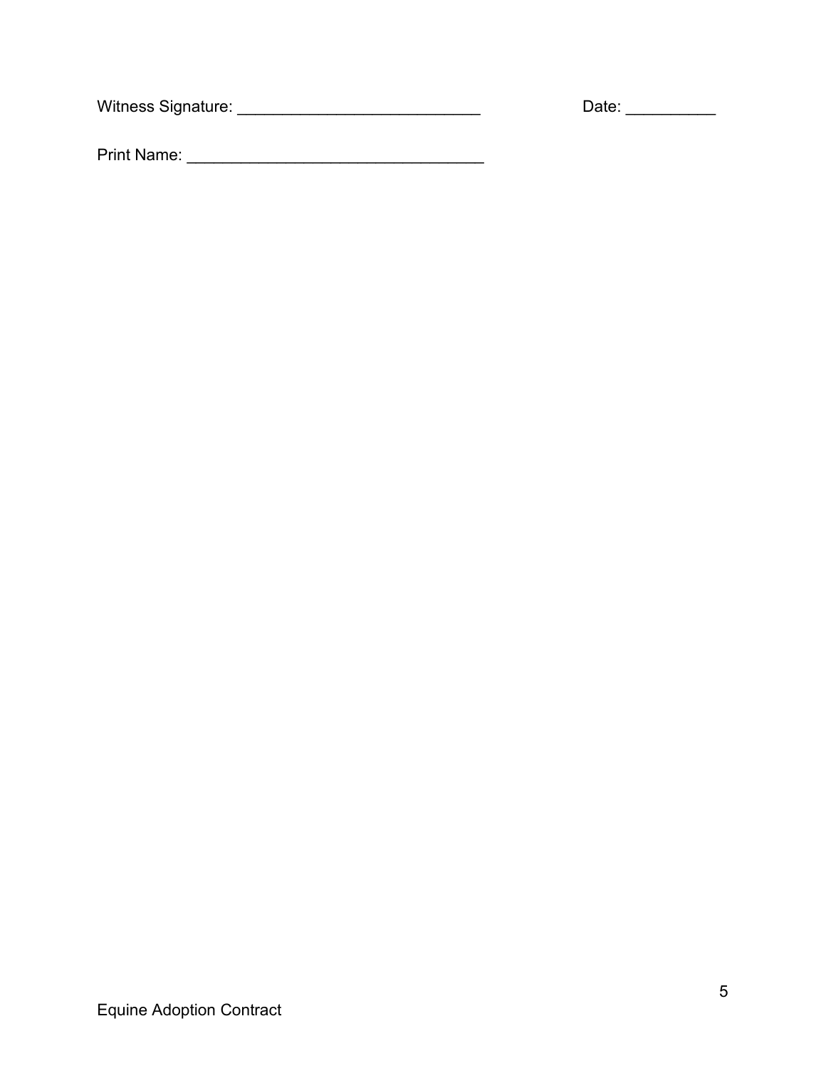Witness Signature: ___________________________ Date: __________

Print Name: _________________________________